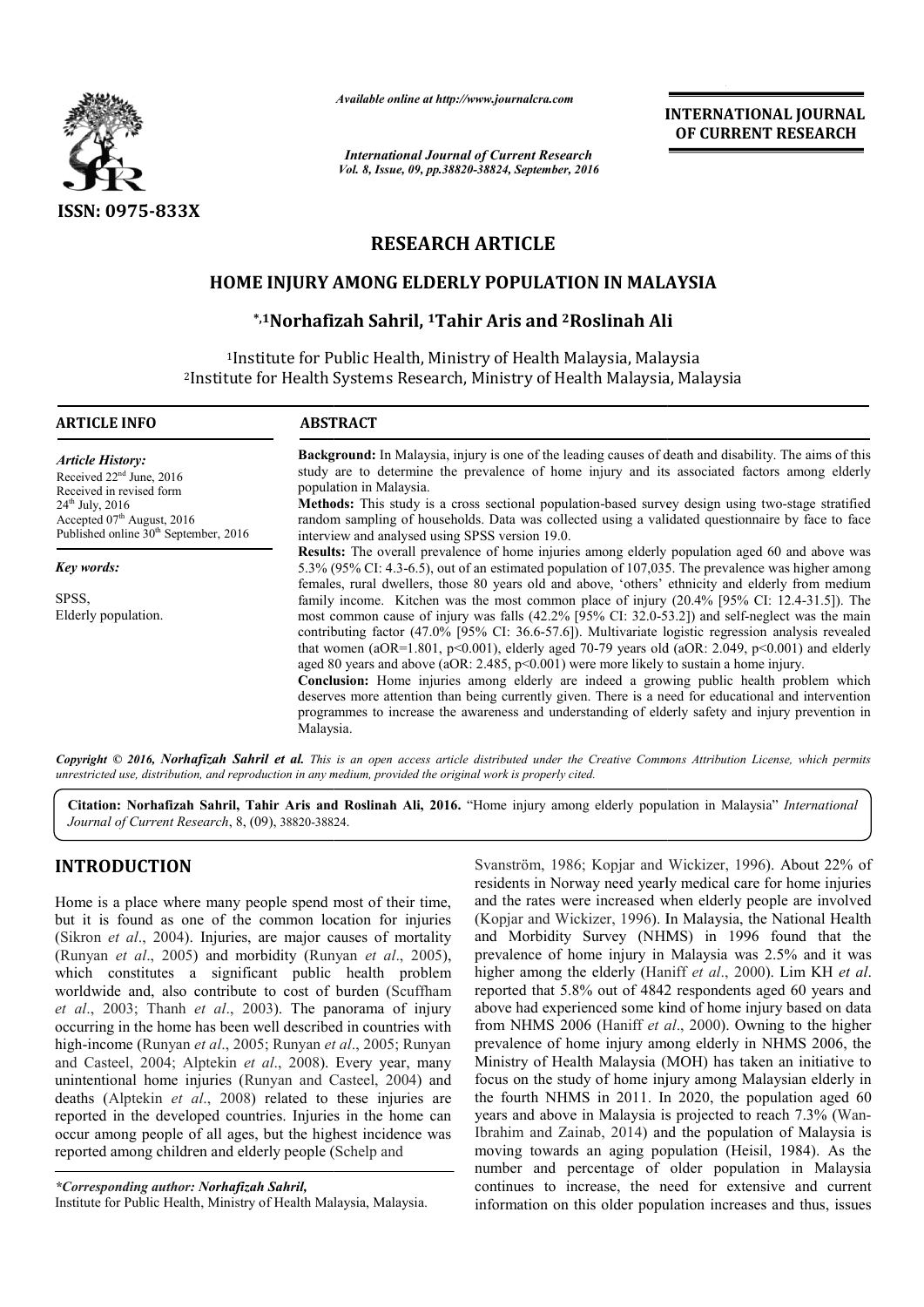ISSN: 0975-833X

*Available online at http://www.journalcra.com*

*International Journal of Current Research*
*Vol. 8, Issue, 09, pp.38820-38824, September, 2016*

**INTERNATIONAL JOURNAL OF CURRENT RESEARCH**

# RESEARCH ARTICLE

# HOME INJURY AMONG ELDERLY POPULATION IN MALAYSIA

**\*,[1]Norhafizah Sahril, [1]Tahir Aris and [2]Roslinah Ali**

[1]Institute for Public Health, Ministry of Health Malaysia, Malaysia
[2]Institute for Health Systems Research, Ministry of Health Malaysia, Malaysia

## ARTICLE INFO

*Article History:*
Received 22nd June, 2016
Received in revised form 24th July, 2016
Accepted 07th August, 2016
Published online 30th September, 2016

*Key words:*
SPSS,
Elderly population.

## ABSTRACT

**Background:** In Malaysia, injury is one of the leading causes of death and disability. The aims of this study are to determine the prevalence of home injury and its associated factors among elderly population in Malaysia.

**Methods:** This study is a cross sectional population-based survey design using two-stage stratified random sampling of households. Data was collected using a validated questionnaire by face to face interview and analysed using SPSS version 19.0.

**Results:** The overall prevalence of home injuries among elderly population aged 60 and above was 5.3% (95% CI: 4.3-6.5), out of an estimated population of 107,035. The prevalence was higher among females, rural dwellers, those 80 years old and above, 'others' ethnicity and elderly from medium family income. Kitchen was the most common place of injury (20.4% [95% CI: 12.4-31.5]). The most common cause of injury was falls (42.2% [95% CI: 32.0-53.2]) and self-neglect was the main contributing factor (47.0% [95% CI: 36.6-57.6]). Multivariate logistic regression analysis revealed that women (aOR=1.801, $p<0.001$), elderly aged 70-79 years old (aOR: 2.049, $p<0.001$) and elderly aged 80 years and above (aOR: 2.485, $p<0.001$) were more likely to sustain a home injury.

**Conclusion:** Home injuries among elderly are indeed a growing public health problem which deserves more attention than being currently given. There is a need for educational and intervention programmes to increase the awareness and understanding of elderly safety and injury prevention in Malaysia.

*Copyright © 2016, Norhafizah Sahril et al. This is an open access article distributed under the Creative Commons Attribution License, which permits unrestricted use, distribution, and reproduction in any medium, provided the original work is properly cited.*

**Citation: Norhafizah Sahril, Tahir Aris and Roslinah Ali, 2016.** "Home injury among elderly population in Malaysia" *International Journal of Current Research*, 8, (09), 38820-38824.

## INTRODUCTION

Home is a place where many people spend most of their time, but it is found as one of the common location for injuries (Sikron *et al*., 2004). Injuries, are major causes of mortality (Runyan *et al*., 2005) and morbidity (Runyan *et al*., 2005), which constitutes a significant public health problem worldwide and, also contribute to cost of burden (Scuffham *et al*., 2003; Thanh *et al*., 2003). The panorama of injury occurring in the home has been well described in countries with high-income (Runyan *et al*., 2005; Runyan *et al*., 2005; Runyan and Casteel, 2004; Alptekin *et al*., 2008). Every year, many unintentional home injuries (Runyan and Casteel, 2004) and deaths (Alptekin *et al*., 2008) related to these injuries are reported in the developed countries. Injuries in the home can occur among people of all ages, but the highest incidence was reported among children and elderly people (Schelp and Svanström, 1986; Kopjar and Wickizer, 1996). About 22% of residents in Norway need yearly medical care for home injuries and the rates were increased when elderly people are involved (Kopjar and Wickizer, 1996). In Malaysia, the National Health and Morbidity Survey (NHMS) in 1996 found that the prevalence of home injury in Malaysia was 2.5% and it was higher among the elderly (Haniff *et al*., 2000). Lim KH *et al*. reported that 5.8% out of 4842 respondents aged 60 years and above had experienced some kind of home injury based on data from NHMS 2006 (Haniff *et al*., 2000). Owning to the higher prevalence of home injury among elderly in NHMS 2006, the Ministry of Health Malaysia (MOH) has taken an initiative to focus on the study of home injury among Malaysian elderly in the fourth NHMS in 2011. In 2020, the population aged 60 years and above in Malaysia is projected to reach 7.3% (Wan-Ibrahim and Zainab, 2014) and the population of Malaysia is moving towards an aging population (Heisil, 1984). As the number and percentage of older population in Malaysia continues to increase, the need for extensive and current information on this older population increases and thus, issues

*\*Corresponding author: Norhafizah Sahril,*
Institute for Public Health, Ministry of Health Malaysia, Malaysia.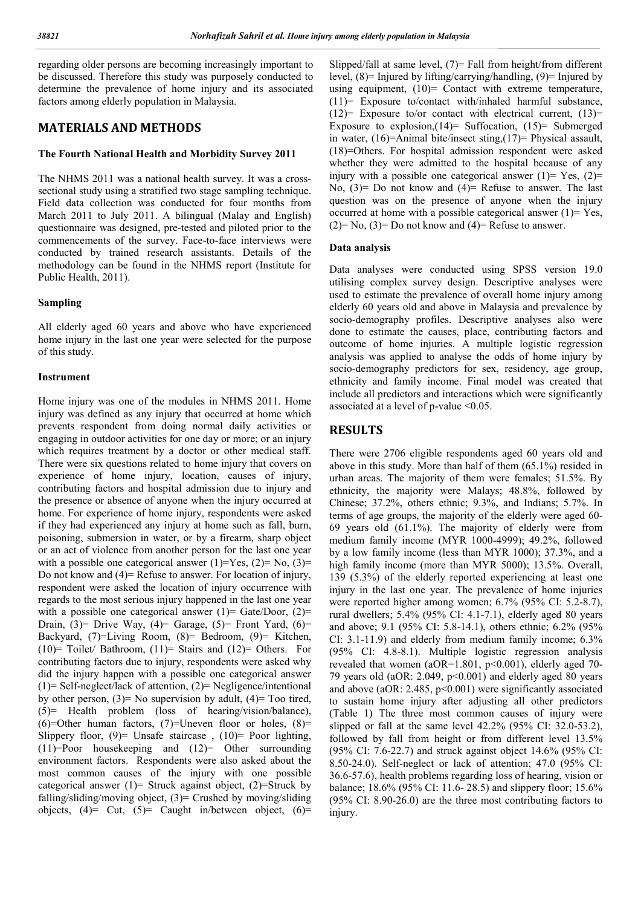regarding older persons are becoming increasingly important to be discussed. Therefore this study was purposely conducted to determine the prevalence of home injury and its associated factors among elderly population in Malaysia.

## MATERIALS AND METHODS

### The Fourth National Health and Morbidity Survey 2011

The NHMS 2011 was a national health survey. It was a cross-sectional study using a stratified two stage sampling technique. Field data collection was conducted for four months from March 2011 to July 2011. A bilingual (Malay and English) questionnaire was designed, pre-tested and piloted prior to the commencements of the survey. Face-to-face interviews were conducted by trained research assistants. Details of the methodology can be found in the NHMS report (Institute for Public Health, 2011).

### Sampling

All elderly aged 60 years and above who have experienced home injury in the last one year were selected for the purpose of this study.

### Instrument

Home injury was one of the modules in NHMS 2011. Home injury was defined as any injury that occurred at home which prevents respondent from doing normal daily activities or engaging in outdoor activities for one day or more; or an injury which requires treatment by a doctor or other medical staff. There were six questions related to home injury that covers on experience of home injury, location, causes of injury, contributing factors and hospital admission due to injury and the presence or absence of anyone when the injury occurred at home. For experience of home injury, respondents were asked if they had experienced any injury at home such as fall, burn, poisoning, submersion in water, or by a firearm, sharp object or an act of violence from another person for the last one year with a possible one categorical answer (1)=Yes, (2)= No, (3)= Do not know and (4)= Refuse to answer. For location of injury, respondent were asked the location of injury occurrence with regards to the most serious injury happened in the last one year with a possible one categorical answer (1)= Gate/Door, (2)= Drain, (3)= Drive Way, (4)= Garage, (5)= Front Yard, (6)= Backyard, (7)=Living Room, (8)= Bedroom, (9)= Kitchen, (10)= Toilet/ Bathroom, (11)= Stairs and (12)= Others. For contributing factors due to injury, respondents were asked why did the injury happen with a possible one categorical answer (1)= Self-neglect/lack of attention, (2)= Negligence/intentional by other person, (3)= No supervision by adult, (4)= Too tired, (5)= Health problem (loss of hearing/vision/balance), (6)=Other human factors, (7)=Uneven floor or holes, (8)= Slippery floor, (9)= Unsafe staircase , (10)= Poor lighting, (11)=Poor housekeeping and (12)= Other surrounding environment factors. Respondents were also asked about the most common causes of the injury with one possible categorical answer (1)= Struck against object, (2)=Struck by falling/sliding/moving object, (3)= Crushed by moving/sliding objects, (4)= Cut, (5)= Caught in/between object, (6)= Slipped/fall at same level, (7)= Fall from height/from different level, (8)= Injured by lifting/carrying/handling, (9)= Injured by using equipment, (10)= Contact with extreme temperature, (11)= Exposure to/contact with/inhaled harmful substance, (12)= Exposure to/or contact with electrical current, (13)= Exposure to explosion,(14)= Suffocation, (15)= Submerged in water, (16)=Animal bite/insect sting,(17)= Physical assault, (18)=Others. For hospital admission respondent were asked whether they were admitted to the hospital because of any injury with a possible one categorical answer (1)= Yes, (2)= No, (3)= Do not know and (4)= Refuse to answer. The last question was on the presence of anyone when the injury occurred at home with a possible categorical answer (1)= Yes, (2)= No, (3)= Do not know and (4)= Refuse to answer.

### Data analysis

Data analyses were conducted using SPSS version 19.0 utilising complex survey design. Descriptive analyses were used to estimate the prevalence of overall home injury among elderly 60 years old and above in Malaysia and prevalence by socio-demography profiles. Descriptive analyses also were done to estimate the causes, place, contributing factors and outcome of home injuries. A multiple logistic regression analysis was applied to analyse the odds of home injury by socio-demography predictors for sex, residency, age group, ethnicity and family income. Final model was created that include all predictors and interactions which were significantly associated at a level of p-value $<0.05$.

## RESULTS

There were 2706 eligible respondents aged 60 years old and above in this study. More than half of them (65.1%) resided in urban areas. The majority of them were females; 51.5%. By ethnicity, the majority were Malays; 48.8%, followed by Chinese; 37.2%, others ethnic; 9.3%, and Indians; 5.7%. In terms of age groups, the majority of the elderly were aged 60-69 years old (61.1%). The majority of elderly were from medium family income (MYR 1000-4999); 49.2%, followed by a low family income (less than MYR 1000); 37.3%, and a high family income (more than MYR 5000); 13.5%. Overall, 139 (5.3%) of the elderly reported experiencing at least one injury in the last one year. The prevalence of home injuries were reported higher among women; 6.7% (95% CI: 5.2-8.7), rural dwellers; 5.4% (95% CI: 4.1-7.1), elderly aged 80 years and above; 9.1 (95% CI: 5.8-14.1), others ethnic; 6.2% (95% CI: 3.1-11.9) and elderly from medium family income; 6.3% (95% CI: 4.8-8.1). Multiple logistic regression analysis revealed that women (aOR=1.801, $p<0.001$), elderly aged 70-79 years old (aOR: 2.049, $p<0.001$) and elderly aged 80 years and above (aOR: 2.485, $p<0.001$) were significantly associated to sustain home injury after adjusting all other predictors (Table 1) The three most common causes of injury were slipped or fall at the same level 42.2% (95% CI: 32.0-53.2), followed by fall from height or from different level 13.5% (95% CI: 7.6-22.7) and struck against object 14.6% (95% CI: 8.50-24.0). Self-neglect or lack of attention; 47.0 (95% CI: 36.6-57.6), health problems regarding loss of hearing, vision or balance; 18.6% (95% CI: 11.6- 28.5) and slippery floor; 15.6% (95% CI: 8.90-26.0) are the three most contributing factors to injury.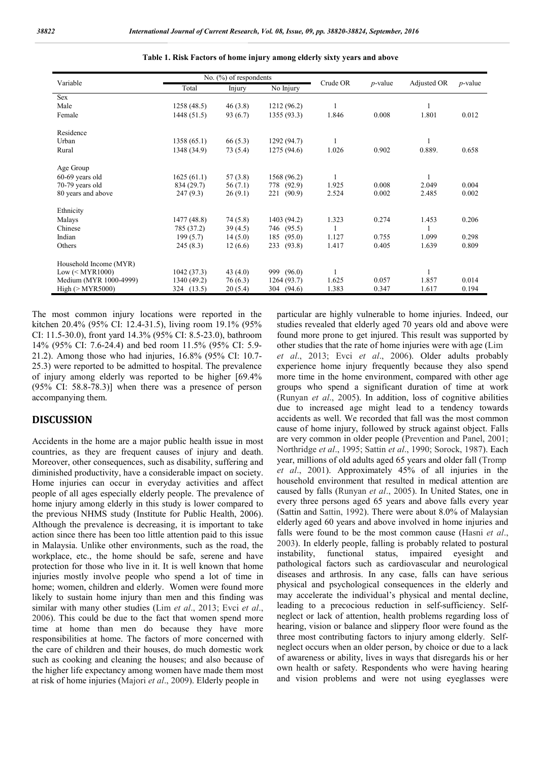**Table 1. Risk Factors of home injury among elderly sixty years and above**

| Variable | No. (%) of respondents | | | Crude OR | *p*-value | Adjusted OR | *p*-value |
|---|---|---|---|---|---|---|---|
| | Total | Injury | No Injury | | | | |
| Sex | | | | | | | |
| Male | 1258 (48.5) | 46 (3.8) | 1212 (96.2) | 1 | | 1 | |
| Female | 1448 (51.5) | 93 (6.7) | 1355 (93.3) | 1.846 | 0.008 | 1.801 | 0.012 |
| Residence | | | | | | | |
| Urban | 1358 (65.1) | 66 (5.3) | 1292 (94.7) | 1 | | 1 | |
| Rural | 1348 (34.9) | 73 (5.4) | 1275 (94.6) | 1.026 | 0.902 | 0.889. | 0.658 |
| Age Group | | | | | | | |
| 60-69 years old | 1625 (61.1) | 57 (3.8) | 1568 (96.2) | 1 | | 1 | |
| 70-79 years old | 834 (29.7) | 56 (7.1) | 778 (92.9) | 1.925 | 0.008 | 2.049 | 0.004 |
| 80 years and above | 247 (9.3) | 26 (9.1) | 221 (90.9) | 2.524 | 0.002 | 2.485 | 0.002 |
| Ethnicity | | | | | | | |
| Malays | 1477 (48.8) | 74 (5.8) | 1403 (94.2) | 1.323 | 0.274 | 1.453 | 0.206 |
| Chinese | 785 (37.2) | 39 (4.5) | 746 (95.5) | 1 | | 1 | |
| Indian | 199 (5.7) | 14 (5.0) | 185 (95.0) | 1.127 | 0.755 | 1.099 | 0.298 |
| Others | 245 (8.3) | 12 (6.6) | 233 (93.8) | 1.417 | 0.405 | 1.639 | 0.809 |
| Household Income (MYR) | | | | | | | |
| Low (< MYR1000) | 1042 (37.3) | 43 (4.0) | 999 (96.0) | 1 | | 1 | |
| Medium (MYR 1000-4999) | 1340 (49.2) | 76 (6.3) | 1264 (93.7) | 1.625 | 0.057 | 1.857 | 0.014 |
| High (> MYR5000) | 324 (13.5) | 20 (5.4) | 304 (94.6) | 1.383 | 0.347 | 1.617 | 0.194 |

The most common injury locations were reported in the kitchen 20.4% (95% CI: 12.4-31.5), living room 19.1% (95% CI: 11.5-30.0), front yard 14.3% (95% CI: 8.5-23.0), bathroom 14% (95% CI: 7.6-24.4) and bed room 11.5% (95% CI: 5.9-21.2). Among those who had injuries, 16.8% (95% CI: 10.7-25.3) were reported to be admitted to hospital. The prevalence of injury among elderly was reported to be higher [69.4% (95% CI: 58.8-78.3)] when there was a presence of person accompanying them.

## DISCUSSION

Accidents in the home are a major public health issue in most countries, as they are frequent causes of injury and death. Moreover, other consequences, such as disability, suffering and diminished productivity, have a considerable impact on society. Home injuries can occur in everyday activities and affect people of all ages especially elderly people. The prevalence of home injury among elderly in this study is lower compared to the previous NHMS study (Institute for Public Health, 2006). Although the prevalence is decreasing, it is important to take action since there has been too little attention paid to this issue in Malaysia. Unlike other environments, such as the road, the workplace, etc., the home should be safe, serene and have protection for those who live in it. It is well known that home injuries mostly involve people who spend a lot of time in home; women, children and elderly. Women were found more likely to sustain home injury than men and this finding was similar with many other studies (Lim *et al*., 2013; Evci *et al*., 2006). This could be due to the fact that women spend more time at home than men do because they have more responsibilities at home. The factors of more concerned with the care of children and their houses, do much domestic work such as cooking and cleaning the houses; and also because of the higher life expectancy among women have made them most at risk of home injuries (Majori *et al*., 2009). Elderly people in particular are highly vulnerable to home injuries. Indeed, our studies revealed that elderly aged 70 years old and above were found more prone to get injured. This result was supported by other studies that the rate of home injuries were with age (Lim *et al*., 2013; Evci *et al*., 2006). Older adults probably experience home injury frequently because they also spend more time in the home environment, compared with other age groups who spend a significant duration of time at work (Runyan *et al*., 2005). In addition, loss of cognitive abilities due to increased age might lead to a tendency towards accidents as well. We recorded that fall was the most common cause of home injury, followed by struck against object. Falls are very common in older people (Prevention and Panel, 2001; Northridge *et al*., 1995; Sattin *et al*., 1990; Sorock, 1987). Each year, millions of old adults aged 65 years and older fall (Tromp *et al*., 2001). Approximately 45% of all injuries in the household environment that resulted in medical attention are caused by falls (Runyan *et al*., 2005). In United States, one in every three persons aged 65 years and above falls every year (Sattin and Sattin, 1992). There were about 8.0% of Malaysian elderly aged 60 years and above involved in home injuries and falls were found to be the most common cause (Hasni *et al*., 2003). In elderly people, falling is probably related to postural instability, functional status, impaired eyesight and pathological factors such as cardiovascular and neurological diseases and arthrosis. In any case, falls can have serious physical and psychological consequences in the elderly and may accelerate the individual's physical and mental decline, leading to a precocious reduction in self-sufficiency. Self-neglect or lack of attention, health problems regarding loss of hearing, vision or balance and slippery floor were found as the three most contributing factors to injury among elderly. Self-neglect occurs when an older person, by choice or due to a lack of awareness or ability, lives in ways that disregards his or her own health or safety. Respondents who were having hearing and vision problems and were not using eyeglasses were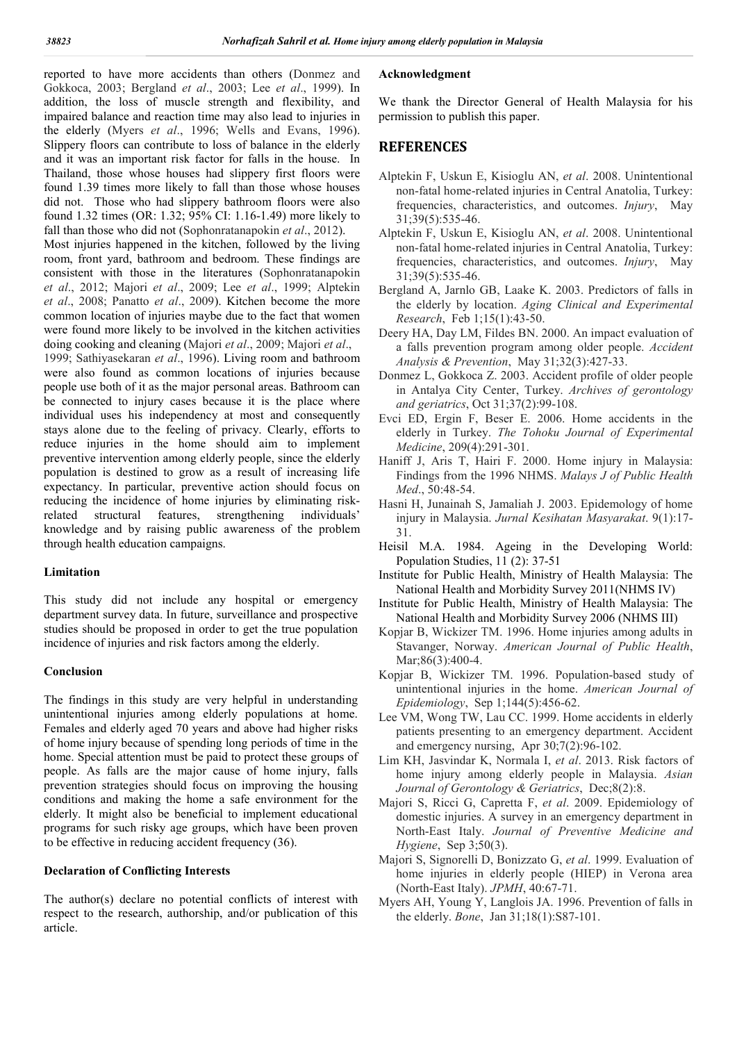reported to have more accidents than others (Donmez and Gokkoca, 2003; Bergland *et al*., 2003; Lee *et al*., 1999). In addition, the loss of muscle strength and flexibility, and impaired balance and reaction time may also lead to injuries in the elderly (Myers *et al*., 1996; Wells and Evans, 1996). Slippery floors can contribute to loss of balance in the elderly and it was an important risk factor for falls in the house. In Thailand, those whose houses had slippery first floors were found 1.39 times more likely to fall than those whose houses did not. Those who had slippery bathroom floors were also found 1.32 times (OR: 1.32; 95% CI: 1.16-1.49) more likely to fall than those who did not (Sophonratanapokin *et al*., 2012).

Most injuries happened in the kitchen, followed by the living room, front yard, bathroom and bedroom. These findings are consistent with those in the literatures (Sophonratanapokin *et al*., 2012; Majori *et al*., 2009; Lee *et al*., 1999; Alptekin *et al*., 2008; Panatto *et al*., 2009). Kitchen become the more common location of injuries maybe due to the fact that women were found more likely to be involved in the kitchen activities doing cooking and cleaning (Majori *et al*., 2009; Majori *et al*., 1999; Sathiyasekaran *et al*., 1996). Living room and bathroom were also found as common locations of injuries because people use both of it as the major personal areas. Bathroom can be connected to injury cases because it is the place where individual uses his independency at most and consequently stays alone due to the feeling of privacy. Clearly, efforts to reduce injuries in the home should aim to implement preventive intervention among elderly people, since the elderly population is destined to grow as a result of increasing life expectancy. In particular, preventive action should focus on reducing the incidence of home injuries by eliminating risk-related structural features, strengthening individuals' knowledge and by raising public awareness of the problem through health education campaigns.

#### Limitation

This study did not include any hospital or emergency department survey data. In future, surveillance and prospective studies should be proposed in order to get the true population incidence of injuries and risk factors among the elderly.

#### Conclusion

The findings in this study are very helpful in understanding unintentional injuries among elderly populations at home. Females and elderly aged 70 years and above had higher risks of home injury because of spending long periods of time in the home. Special attention must be paid to protect these groups of people. As falls are the major cause of home injury, falls prevention strategies should focus on improving the housing conditions and making the home a safe environment for the elderly. It might also be beneficial to implement educational programs for such risky age groups, which have been proven to be effective in reducing accident frequency (36).

#### Declaration of Conflicting Interests

The author(s) declare no potential conflicts of interest with respect to the research, authorship, and/or publication of this article.

#### Acknowledgment

We thank the Director General of Health Malaysia for his permission to publish this paper.

## REFERENCES

Alptekin F, Uskun E, Kisioglu AN, *et al*. 2008. Unintentional non-fatal home-related injuries in Central Anatolia, Turkey: frequencies, characteristics, and outcomes. *Injury*, May 31;39(5):535-46.

Alptekin F, Uskun E, Kisioglu AN, *et al*. 2008. Unintentional non-fatal home-related injuries in Central Anatolia, Turkey: frequencies, characteristics, and outcomes. *Injury*, May 31;39(5):535-46.

Bergland A, Jarnlo GB, Laake K. 2003. Predictors of falls in the elderly by location. *Aging Clinical and Experimental Research*, Feb 1;15(1):43-50.

Deery HA, Day LM, Fildes BN. 2000. An impact evaluation of a falls prevention program among older people. *Accident Analysis & Prevention*, May 31;32(3):427-33.

Donmez L, Gokkoca Z. 2003. Accident profile of older people in Antalya City Center, Turkey. *Archives of gerontology and geriatrics*, Oct 31;37(2):99-108.

Evci ED, Ergin F, Beser E. 2006. Home accidents in the elderly in Turkey. *The Tohoku Journal of Experimental Medicine*, 209(4):291-301.

Haniff J, Aris T, Hairi F. 2000. Home injury in Malaysia: Findings from the 1996 NHMS. *Malays J of Public Health Med*., 50:48-54.

Hasni H, Junainah S, Jamaliah J. 2003. Epidemology of home injury in Malaysia. *Jurnal Kesihatan Masyarakat*. 9(1):17-31.

Heisil M.A. 1984. Ageing in the Developing World: Population Studies, 11 (2): 37-51

Institute for Public Health, Ministry of Health Malaysia: The National Health and Morbidity Survey 2011(NHMS IV)

Institute for Public Health, Ministry of Health Malaysia: The National Health and Morbidity Survey 2006 (NHMS III)

Kopjar B, Wickizer TM. 1996. Home injuries among adults in Stavanger, Norway. *American Journal of Public Health*, Mar;86(3):400-4.

Kopjar B, Wickizer TM. 1996. Population-based study of unintentional injuries in the home. *American Journal of Epidemiology*, Sep 1;144(5):456-62.

Lee VM, Wong TW, Lau CC. 1999. Home accidents in elderly patients presenting to an emergency department. Accident and emergency nursing, Apr 30;7(2):96-102.

Lim KH, Jasvindar K, Normala I, *et al*. 2013. Risk factors of home injury among elderly people in Malaysia. *Asian Journal of Gerontology & Geriatrics*, Dec;8(2):8.

Majori S, Ricci G, Capretta F, *et al*. 2009. Epidemiology of domestic injuries. A survey in an emergency department in North-East Italy. *Journal of Preventive Medicine and Hygiene*, Sep 3;50(3).

Majori S, Signorelli D, Bonizzato G, *et al*. 1999. Evaluation of home injuries in elderly people (HIEP) in Verona area (North-East Italy). *JPMH*, 40:67-71.

Myers AH, Young Y, Langlois JA. 1996. Prevention of falls in the elderly. *Bone*, Jan 31;18(1):S87-101.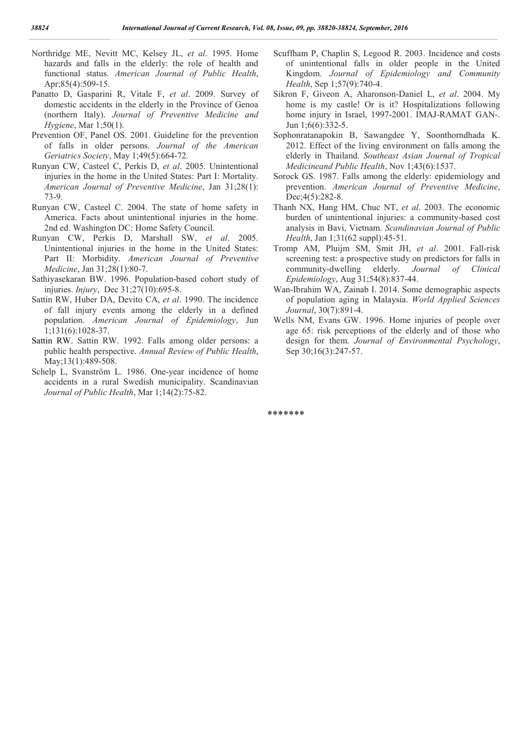Northridge ME, Nevitt MC, Kelsey JL, *et al*. 1995. Home hazards and falls in the elderly: the role of health and functional status. *American Journal of Public Health*, Apr;85(4):509-15.

Panatto D, Gasparini R, Vitale F, *et al*. 2009. Survey of domestic accidents in the elderly in the Province of Genoa (northern Italy). *Journal of Preventive Medicine and Hygiene*, Mar 1;50(1).

Prevention OF, Panel OS. 2001. Guideline for the prevention of falls in older persons. *Journal of the American Geriatrics Society*, May 1;49(5):664-72.

Runyan CW, Casteel C, Perkis D, *et al*. 2005. Unintentional injuries in the home in the United States: Part I: Mortality. *American Journal of Preventive Medicine*, Jan 31;28(1): 73-9.

Runyan CW, Casteel C. 2004. The state of home safety in America. Facts about unintentional injuries in the home. 2nd ed. Washington DC: Home Safety Council.

Runyan CW, Perkis D, Marshall SW, *et al*. 2005. Unintentional injuries in the home in the United States: Part II: Morbidity. *American Journal of Preventive Medicine*, Jan 31;28(1):80-7.

Sathiyasekaran BW. 1996. Population-based cohort study of injuries. *Injury*, Dec 31;27(10):695-8.

Sattin RW, Huber DA, Devito CA, *et al*. 1990. The incidence of fall injury events among the elderly in a defined population. *American Journal of Epidemiology*, Jun 1;131(6):1028-37.

Sattin RW. Sattin RW. 1992. Falls among older persons: a public health perspective. *Annual Review of Public Health*, May;13(1):489-508.

Schelp L, Svanström L. 1986. One-year incidence of home accidents in a rural Swedish municipality. Scandinavian *Journal of Public Health*, Mar 1;14(2):75-82.

Scuffham P, Chaplin S, Legood R. 2003. Incidence and costs of unintentional falls in older people in the United Kingdom. *Journal of Epidemiology and Community Health*, Sep 1;57(9):740-4.

Sikron F, Giveon A, Aharonson-Daniel L, *et al*. 2004. My home is my castle! Or is it? Hospitalizations following home injury in Israel, 1997-2001. IMAJ-RAMAT GAN-. Jun 1;6(6):332-5.

Sophonratanapokin B, Sawangdee Y, Soonthorndhada K. 2012. Effect of the living environment on falls among the elderly in Thailand. *Southeast Asian Journal of Tropical Medicineand Public Health*, Nov 1;43(6):1537.

Sorock GS. 1987. Falls among the elderly: epidemiology and prevention. *American Journal of Preventive Medicine*, Dec;4(5):282-8.

Thanh NX, Hang HM, Chuc NT, *et al*. 2003. The economic burden of unintentional injuries: a community-based cost analysis in Bavi, Vietnam. *Scandinavian Journal of Public Health*, Jan 1;31(62 suppl):45-51.

Tromp AM, Pluijm SM, Smit JH, *et al*. 2001. Fall-risk screening test: a prospective study on predictors for falls in community-dwelling elderly. *Journal of Clinical Epidemiology*, Aug 31;54(8):837-44.

Wan-Ibrahim WA, Zainab I. 2014. Some demographic aspects of population aging in Malaysia. *World Applied Sciences Journal*, 30(7):891-4.

Wells NM, Evans GW. 1996. Home injuries of people over age 65: risk perceptions of the elderly and of those who design for them. *Journal of Environmental Psychology*, Sep 30;16(3):247-57.

*******